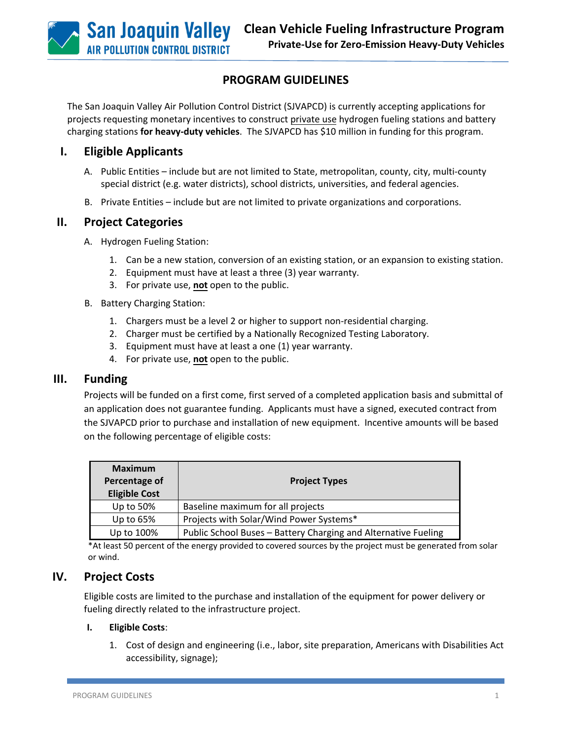# PROGRAM GUIDELINES

The San Joaquin Valley Air Pollution Control District (SJVAPCD) is currently accepting applications for projects requesting monetary incentives to construct private use hydrogen fueling stations and battery charging stations **for heavy-duty vehicles**. The SJVAPCD has $10 million in funding for this program.

## I. Eligible Applicants

A. Public Entities – include but are not limited to State, metropolitan, county, city, multi-county special district (e.g. water districts), school districts, universities, and federal agencies.

B. Private Entities – include but are not limited to private organizations and corporations.

## II. Project Categories

A. Hydrogen Fueling Station:

1. Can be a new station, conversion of an existing station, or an expansion to existing station.
2. Equipment must have at least a three (3) year warranty.
3. For private use, **not** open to the public.

B. Battery Charging Station:

1. Chargers must be a level 2 or higher to support non-residential charging.
2. Charger must be certified by a Nationally Recognized Testing Laboratory.
3. Equipment must have at least a one (1) year warranty.
4. For private use, **not** open to the public.

## III. Funding

Projects will be funded on a first come, first served of a completed application basis and submittal of an application does not guarantee funding. Applicants must have a signed, executed contract from the SJVAPCD prior to purchase and installation of new equipment. Incentive amounts will be based on the following percentage of eligible costs:

| Maximum Percentage of Eligible Cost | Project Types |
|---|---|
| Up to 50% | Baseline maximum for all projects |
| Up to 65% | Projects with Solar/Wind Power Systems* |
| Up to 100% | Public School Buses – Battery Charging and Alternative Fueling |

*At least 50 percent of the energy provided to covered sources by the project must be generated from solar or wind.

## IV. Project Costs

Eligible costs are limited to the purchase and installation of the equipment for power delivery or fueling directly related to the infrastructure project.

**I. Eligible Costs**:

1. Cost of design and engineering (i.e., labor, site preparation, Americans with Disabilities Act accessibility, signage);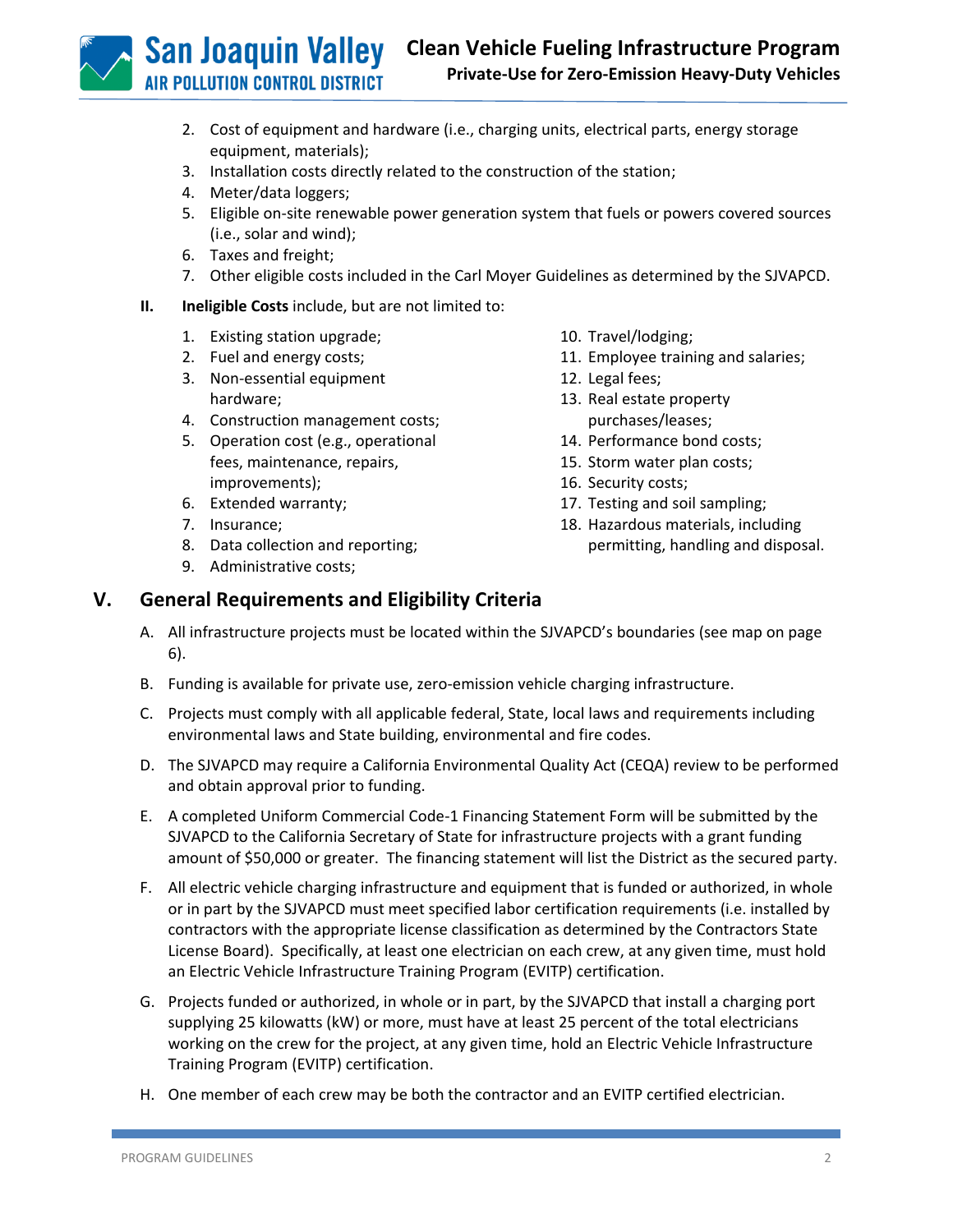2. Cost of equipment and hardware (i.e., charging units, electrical parts, energy storage equipment, materials);
3. Installation costs directly related to the construction of the station;
4. Meter/data loggers;
5. Eligible on-site renewable power generation system that fuels or powers covered sources (i.e., solar and wind);
6. Taxes and freight;
7. Other eligible costs included in the Carl Moyer Guidelines as determined by the SJVAPCD.

**II. Ineligible Costs** include, but are not limited to:

1. Existing station upgrade;
2. Fuel and energy costs;
3. Non-essential equipment hardware;
4. Construction management costs;
5. Operation cost (e.g., operational fees, maintenance, repairs, improvements);
6. Extended warranty;
7. Insurance;
8. Data collection and reporting;
9. Administrative costs;
10. Travel/lodging;
11. Employee training and salaries;
12. Legal fees;
13. Real estate property purchases/leases;
14. Performance bond costs;
15. Storm water plan costs;
16. Security costs;
17. Testing and soil sampling;
18. Hazardous materials, including permitting, handling and disposal.

## V. General Requirements and Eligibility Criteria

A. All infrastructure projects must be located within the SJVAPCD's boundaries (see map on page 6).

B. Funding is available for private use, zero-emission vehicle charging infrastructure.

C. Projects must comply with all applicable federal, State, local laws and requirements including environmental laws and State building, environmental and fire codes.

D. The SJVAPCD may require a California Environmental Quality Act (CEQA) review to be performed and obtain approval prior to funding.

E. A completed Uniform Commercial Code-1 Financing Statement Form will be submitted by the SJVAPCD to the California Secretary of State for infrastructure projects with a grant funding amount of $50,000 or greater. The financing statement will list the District as the secured party.

F. All electric vehicle charging infrastructure and equipment that is funded or authorized, in whole or in part by the SJVAPCD must meet specified labor certification requirements (i.e. installed by contractors with the appropriate license classification as determined by the Contractors State License Board). Specifically, at least one electrician on each crew, at any given time, must hold an Electric Vehicle Infrastructure Training Program (EVITP) certification.

G. Projects funded or authorized, in whole or in part, by the SJVAPCD that install a charging port supplying 25 kilowatts (kW) or more, must have at least 25 percent of the total electricians working on the crew for the project, at any given time, hold an Electric Vehicle Infrastructure Training Program (EVITP) certification.

H. One member of each crew may be both the contractor and an EVITP certified electrician.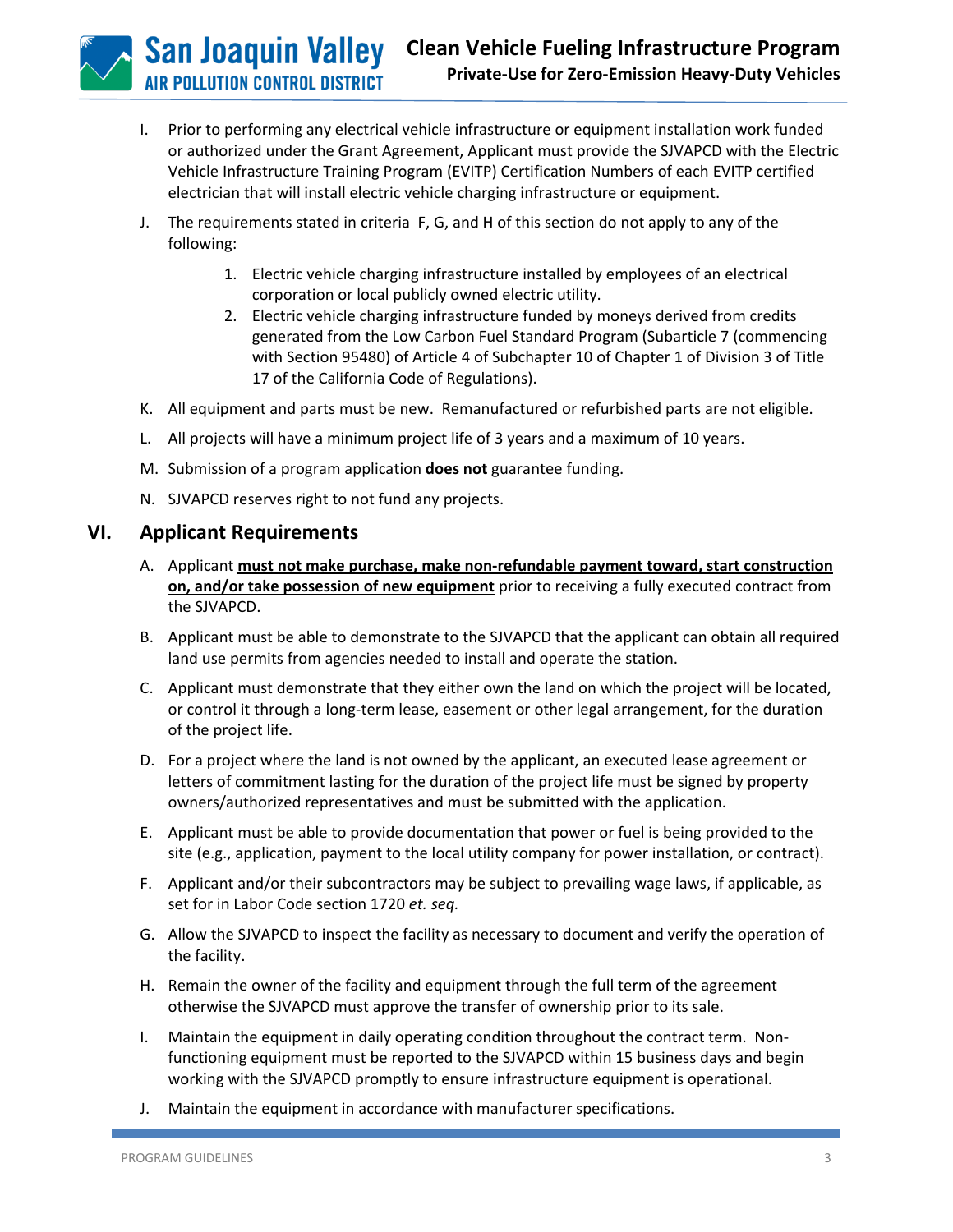I. Prior to performing any electrical vehicle infrastructure or equipment installation work funded or authorized under the Grant Agreement, Applicant must provide the SJVAPCD with the Electric Vehicle Infrastructure Training Program (EVITP) Certification Numbers of each EVITP certified electrician that will install electric vehicle charging infrastructure or equipment.

J. The requirements stated in criteria F, G, and H of this section do not apply to any of the following:

   1. Electric vehicle charging infrastructure installed by employees of an electrical corporation or local publicly owned electric utility.
   2. Electric vehicle charging infrastructure funded by moneys derived from credits generated from the Low Carbon Fuel Standard Program (Subarticle 7 (commencing with Section 95480) of Article 4 of Subchapter 10 of Chapter 1 of Division 3 of Title 17 of the California Code of Regulations).

K. All equipment and parts must be new. Remanufactured or refurbished parts are not eligible.

L. All projects will have a minimum project life of 3 years and a maximum of 10 years.

M. Submission of a program application **does not** guarantee funding.

N. SJVAPCD reserves right to not fund any projects.

## VI. Applicant Requirements

A. Applicant **must not make purchase, make non-refundable payment toward, start construction on, and/or take possession of new equipment** prior to receiving a fully executed contract from the SJVAPCD.

B. Applicant must be able to demonstrate to the SJVAPCD that the applicant can obtain all required land use permits from agencies needed to install and operate the station.

C. Applicant must demonstrate that they either own the land on which the project will be located, or control it through a long-term lease, easement or other legal arrangement, for the duration of the project life.

D. For a project where the land is not owned by the applicant, an executed lease agreement or letters of commitment lasting for the duration of the project life must be signed by property owners/authorized representatives and must be submitted with the application.

E. Applicant must be able to provide documentation that power or fuel is being provided to the site (e.g., application, payment to the local utility company for power installation, or contract).

F. Applicant and/or their subcontractors may be subject to prevailing wage laws, if applicable, as set for in Labor Code section 1720 *et. seq.*

G. Allow the SJVAPCD to inspect the facility as necessary to document and verify the operation of the facility.

H. Remain the owner of the facility and equipment through the full term of the agreement otherwise the SJVAPCD must approve the transfer of ownership prior to its sale.

I. Maintain the equipment in daily operating condition throughout the contract term. Non-functioning equipment must be reported to the SJVAPCD within 15 business days and begin working with the SJVAPCD promptly to ensure infrastructure equipment is operational.

J. Maintain the equipment in accordance with manufacturer specifications.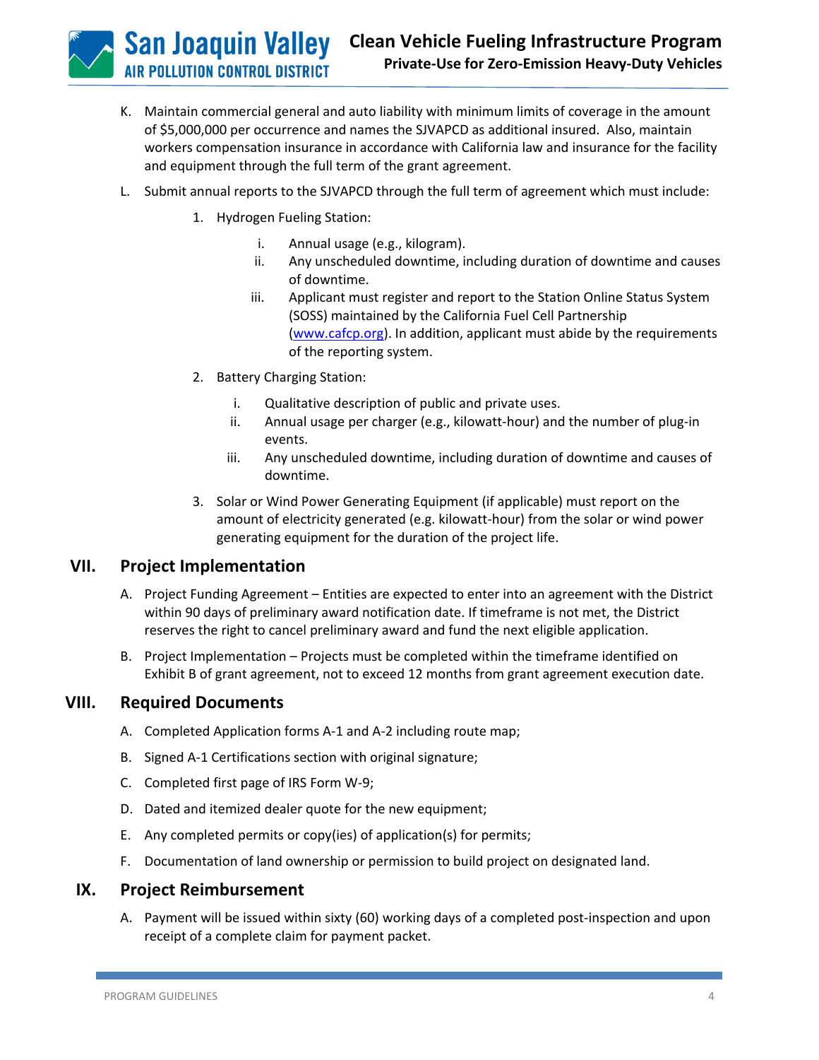K. Maintain commercial general and auto liability with minimum limits of coverage in the amount of $5,000,000 per occurrence and names the SJVAPCD as additional insured. Also, maintain workers compensation insurance in accordance with California law and insurance for the facility and equipment through the full term of the grant agreement.

L. Submit annual reports to the SJVAPCD through the full term of agreement which must include:

   1. Hydrogen Fueling Station:

      i. Annual usage (e.g., kilogram).
      ii. Any unscheduled downtime, including duration of downtime and causes of downtime.
      iii. Applicant must register and report to the Station Online Status System (SOSS) maintained by the California Fuel Cell Partnership ([www.cafcp.org](http://www.cafcp.org)). In addition, applicant must abide by the requirements of the reporting system.

   2. Battery Charging Station:

      i. Qualitative description of public and private uses.
      ii. Annual usage per charger (e.g., kilowatt-hour) and the number of plug-in events.
      iii. Any unscheduled downtime, including duration of downtime and causes of downtime.

   3. Solar or Wind Power Generating Equipment (if applicable) must report on the amount of electricity generated (e.g. kilowatt-hour) from the solar or wind power generating equipment for the duration of the project life.

## VII. Project Implementation

A. Project Funding Agreement – Entities are expected to enter into an agreement with the District within 90 days of preliminary award notification date. If timeframe is not met, the District reserves the right to cancel preliminary award and fund the next eligible application.

B. Project Implementation – Projects must be completed within the timeframe identified on Exhibit B of grant agreement, not to exceed 12 months from grant agreement execution date.

## VIII. Required Documents

A. Completed Application forms A-1 and A-2 including route map;

B. Signed A-1 Certifications section with original signature;

C. Completed first page of IRS Form W-9;

D. Dated and itemized dealer quote for the new equipment;

E. Any completed permits or copy(ies) of application(s) for permits;

F. Documentation of land ownership or permission to build project on designated land.

## IX. Project Reimbursement

A. Payment will be issued within sixty (60) working days of a completed post-inspection and upon receipt of a complete claim for payment packet.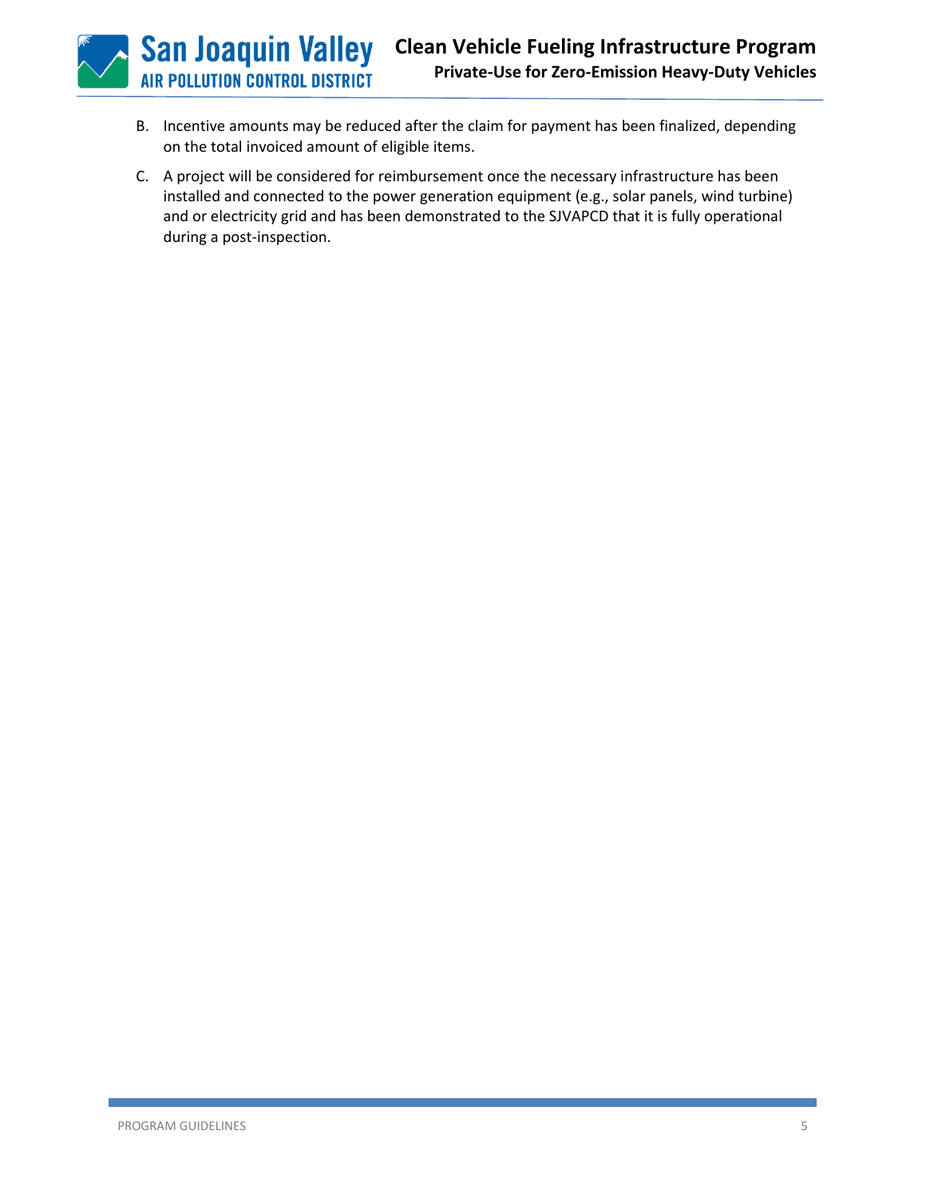B. Incentive amounts may be reduced after the claim for payment has been finalized, depending on the total invoiced amount of eligible items.

C. A project will be considered for reimbursement once the necessary infrastructure has been installed and connected to the power generation equipment (e.g., solar panels, wind turbine) and or electricity grid and has been demonstrated to the SJVAPCD that it is fully operational during a post-inspection.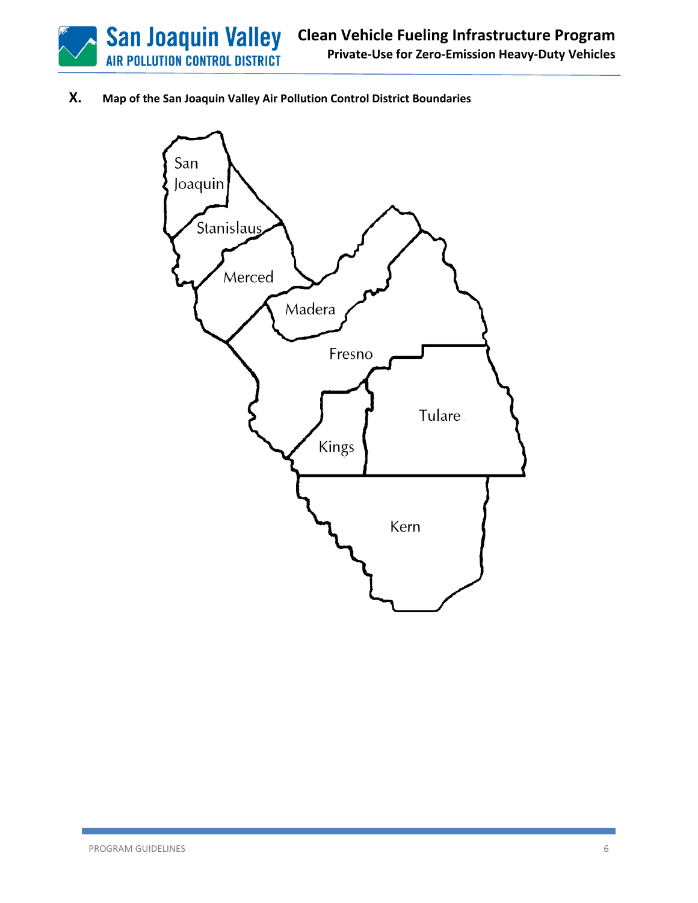## X. Map of the San Joaquin Valley Air Pollution Control District Boundaries

San Joaquin

Stanislaus

Merced

Madera

Fresno

Tulare

Kings

Kern